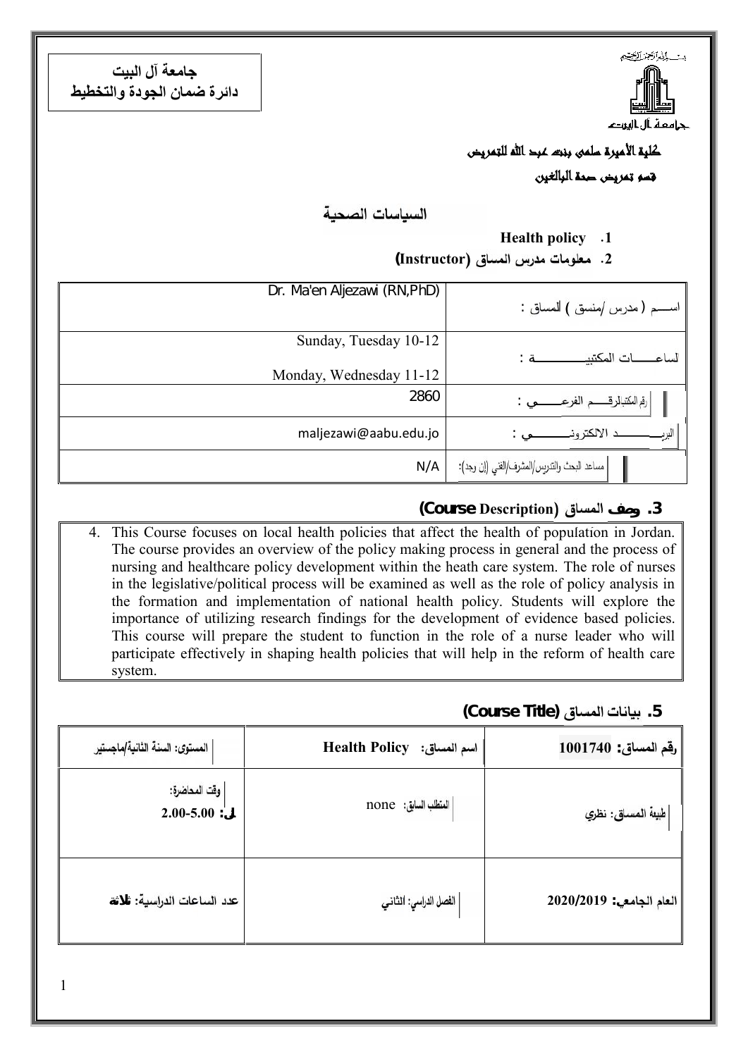**جامعة آل البيت**
**دائرة ضمان الجودة والتخطيط**

بسم الله الرحمن الرحيم

جامعة آل البيت

**كلية الأميرة سلمى بنت عبد الله للتمريض**

**قسم تمريض صحة البالغين**

## السياسات الصحية

**1. Health policy**

**2. معلومات مدرس المساق (Instructor)**

| | |
|---|---|
| اســـم ( مدرس /منسق ) للمساق : | Dr. Ma'en Aljezawi (RN,PhD) |
| لساعـــــات المكتبيـــــــــــة : | Sunday, Tuesday 10-12<br>Monday, Wednesday 11-12 |
| رقم المكتبالرقـــــم الفرعـــــي : | 2860 |
| البريـــــــــد الالكترونـــــــــي : | maljezawi@aabu.edu.jo |
| مساعد البحث والتدريس/المشرف/الفني (إن وجد): | N/A |

## 3. وصف المساق (Course Description)

4. This Course focuses on local health policies that affect the health of population in Jordan. The course provides an overview of the policy making process in general and the process of nursing and healthcare policy development within the heath care system. The role of nurses in the legislative/political process will be examined as well as the role of policy analysis in the formation and implementation of national health policy. Students will explore the importance of utilizing research findings for the development of evidence based policies. This course will prepare the student to function in the role of a nurse leader who will participate effectively in shaping health policies that will help in the reform of health care system.

## 5. بيانات المساق (Course Title)

| | | |
|---|---|---|
| **رقم المساق: 1001740** | اسم المساق: **Health Policy** | المستوى: السنة الثانية/ماجستير |
| طبيعة المساق: نظري | المتطلب السابق: none | وقت المحاضرة:<br>**ل: 2.00-5.00** |
| **العام الجامعي: 2020/2019** | الفصل الدراسي: الثاني | عدد الساعات الدراسية: ثلاثة |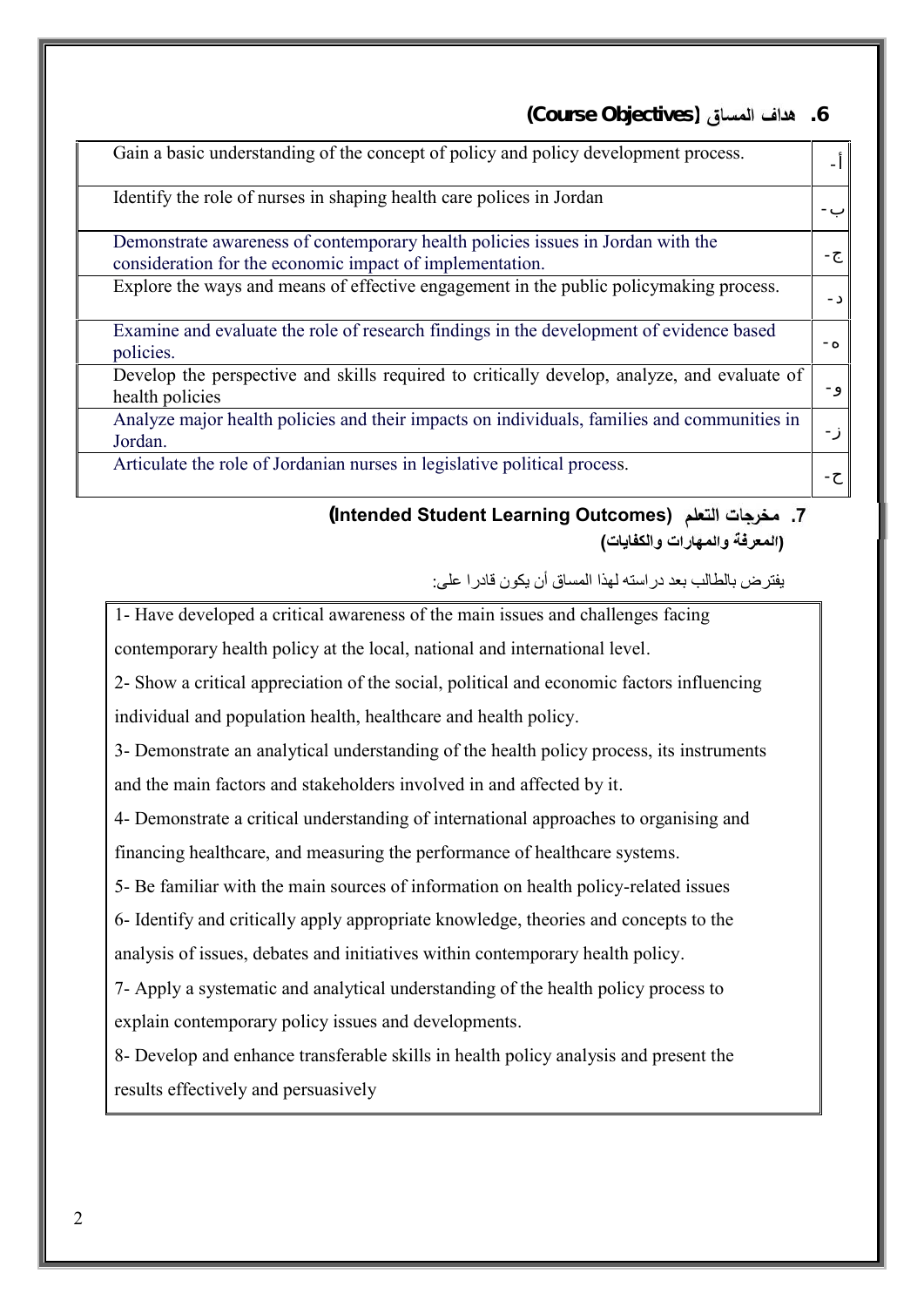## 6. هداف المساق (Course Objectives)

| | |
|---|---|
| Gain a basic understanding of the concept of policy and policy development process. | أ- |
| Identify the role of nurses in shaping health care polices in Jordan | ب- |
| Demonstrate awareness of contemporary health policies issues in Jordan with the consideration for the economic impact of implementation. | ج- |
| Explore the ways and means of effective engagement in the public policymaking process. | د- |
| Examine and evaluate the role of research findings in the development of evidence based policies. | ه- |
| Develop the perspective and skills required to critically develop, analyze, and evaluate of health policies | و- |
| Analyze major health policies and their impacts on individuals, families and communities in Jordan. | ز- |
| Articulate the role of Jordanian nurses in legislative political process. | ح- |

## 7. مخرجات التعلم (Intended Student Learning Outcomes)

**(المعرفة والمهارات والكفايات)**

يفترض بالطالب بعد دراسته لهذا المساق أن يكون قادرا على:

1- Have developed a critical awareness of the main issues and challenges facing contemporary health policy at the local, national and international level.

2- Show a critical appreciation of the social, political and economic factors influencing individual and population health, healthcare and health policy.

3- Demonstrate an analytical understanding of the health policy process, its instruments and the main factors and stakeholders involved in and affected by it.

4- Demonstrate a critical understanding of international approaches to organising and financing healthcare, and measuring the performance of healthcare systems.

5- Be familiar with the main sources of information on health policy-related issues

6- Identify and critically apply appropriate knowledge, theories and concepts to the analysis of issues, debates and initiatives within contemporary health policy.

7- Apply a systematic and analytical understanding of the health policy process to explain contemporary policy issues and developments.

8- Develop and enhance transferable skills in health policy analysis and present the results effectively and persuasively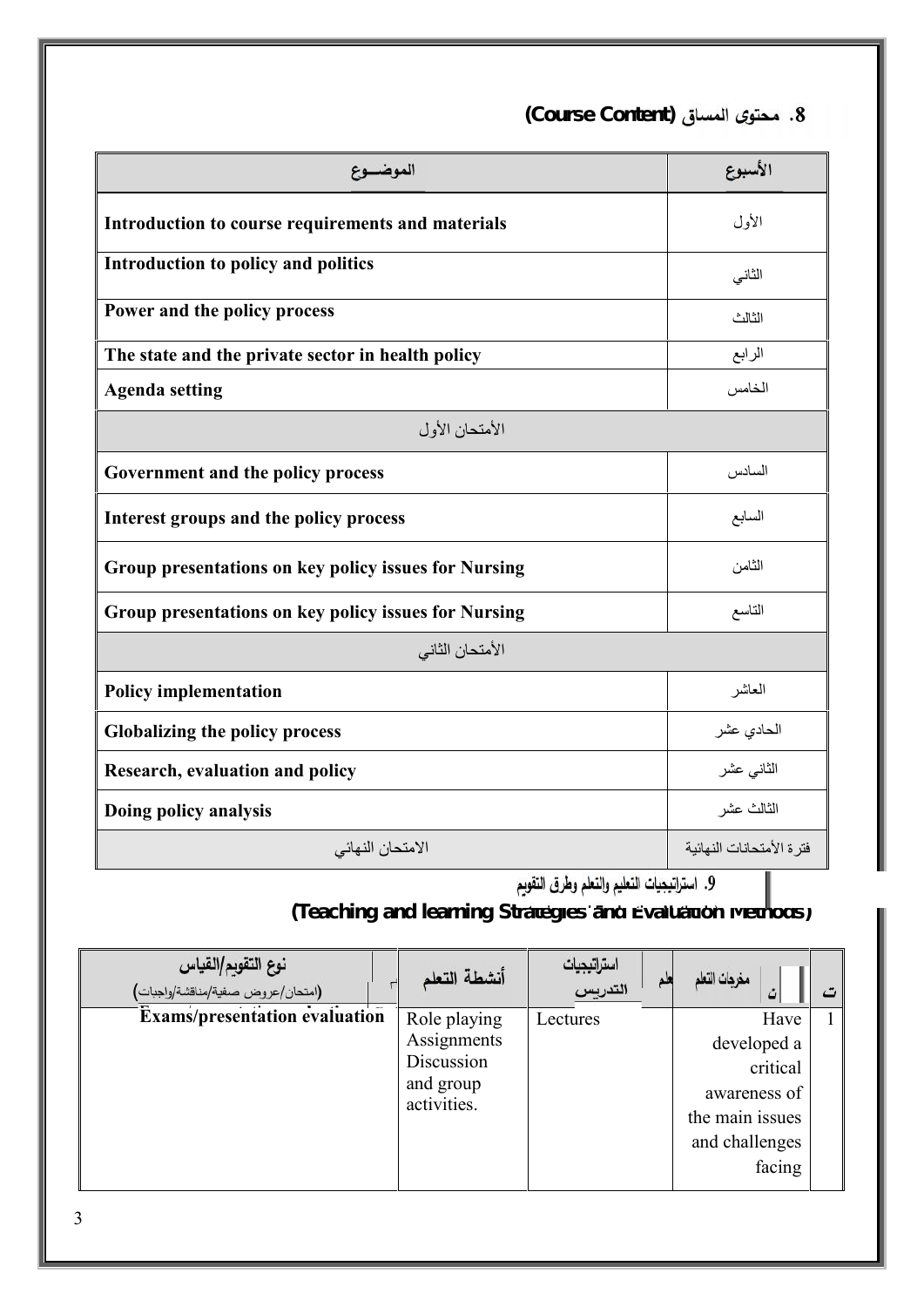## 8. محتوى المساق (Course Content)

| الأسبوع | الموضـــوع |
| --- | --- |
| الأول | Introduction to course requirements and materials |
| الثاني | Introduction to policy and politics |
| الثالث | Power and the policy process |
| الرابع | The state and the private sector in health policy |
| الخامس | Agenda setting |
| | الأمتحان الأول |
| السادس | Government and the policy process |
| السابع | Interest groups and the policy process |
| الثامن | Group presentations on key policy issues for Nursing |
| التاسع | Group presentations on key policy issues for Nursing |
| | الأمتحان الثاني |
| العاشر | Policy implementation |
| الحادي عشر | Globalizing the policy process |
| الثاني عشر | Research, evaluation and policy |
| الثالث عشر | Doing policy analysis |
| فترة الأمتحانات النهائية | الامتحان النهائي |

## 9. استراتيجيات التعليم والتعلم وطرق التقويم (Teaching and learning Strategies and Evaluation Methods)

| ت | مخرجات التعلم | استراتيجيات التدريس | أنشطة التعلم | نوع التقويم/القياس (امتحان/عروض صفية/مناقشة/واجبات) |
| --- | --- | --- | --- | --- |
| 1 | Have developed a critical awareness of the main issues and challenges facing | Lectures | Role playing Assignments Discussion and group activities. | Exams/presentation evaluation |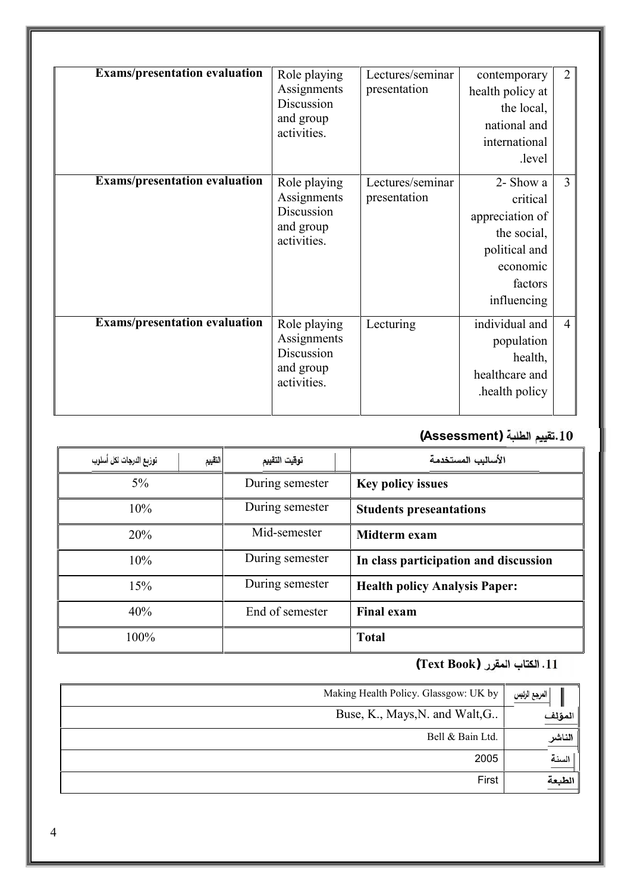| Exams/presentation evaluation | Role playing Assignments Discussion and group activities. | Lectures/seminar presentation | contemporary health policy at the local, national and international .level | 2 |
|---|---|---|---|---|
| Exams/presentation evaluation | Role playing Assignments Discussion and group activities. | Lectures/seminar presentation | 2- Show a critical appreciation of the social, political and economic factors influencing | 3 |
| Exams/presentation evaluation | Role playing Assignments Discussion and group activities. | Lecturing | individual and population health, healthcare and .health policy | 4 |

## 10.تقييم الطلبة (Assessment)

| توزيع الدرجات لكل أسلوب التقييم | توقيت التقييم | الأساليب المستخدمة |
|---|---|---|
| 5% | During semester | **Key policy issues** |
| 10% | During semester | **Students preseantations** |
| 20% | Mid-semester | **Midterm exam** |
| 10% | During semester | **In class participation and discussion** |
| 15% | During semester | **Health policy Analysis Paper:** |
| 40% | End of semester | **Final exam** |
| 100% | | **Total** |

## 11. الكتاب المقرر (Text Book)

| | |
|---|---|
| Making Health Policy. Glassgow: UK by | المرجع الرئيس |
| Buse, K., Mays,N. and Walt,G.. | المؤلف |
| Bell & Bain Ltd. | الناشر |
| 2005 | السنة |
| First | الطبعة |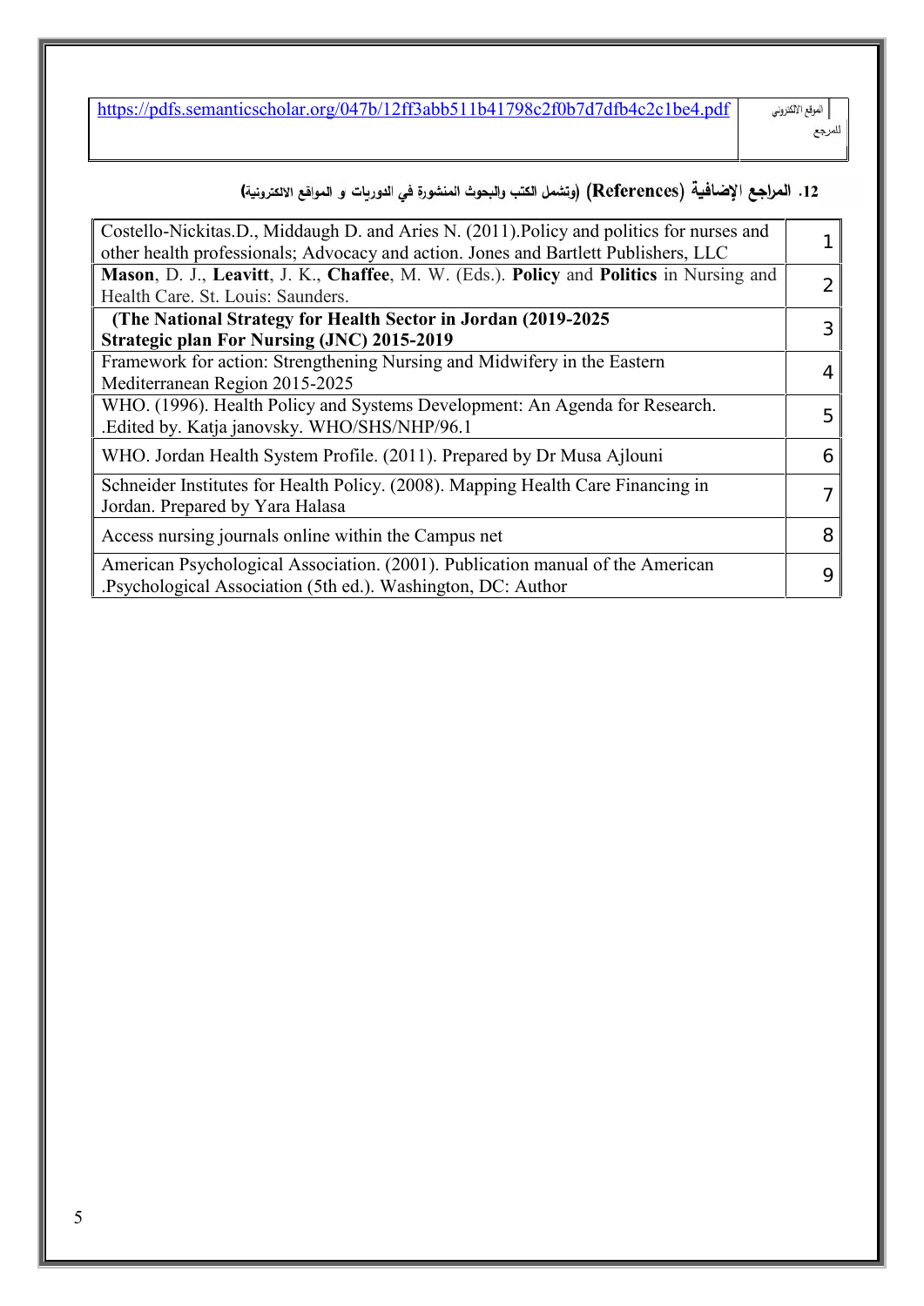| | |
|---|---|
| https://pdfs.semanticscholar.org/047b/12ff3abb511b41798c2f0b7d7dfb4c2c1be4.pdf | الموقع الالكتروني للمرجع |

## 12. المراجع الإضافية (References) (وتشمل الكتب والبحوث المنشورة في الدوريات و المواقع الالكترونية)

| | |
|---|---|
| Costello-Nickitas.D., Middaugh D. and Aries N. (2011).Policy and politics for nurses and other health professionals; Advocacy and action. Jones and Bartlett Publishers, LLC | 1 |
| **Mason**, D. J., **Leavitt**, J. K., **Chaffee**, M. W. (Eds.). **Policy** and **Politics** in Nursing and Health Care. St. Louis: Saunders. | 2 |
| **(The National Strategy for Health Sector in Jordan (2019-2025 Strategic plan For Nursing (JNC) 2015-2019** | 3 |
| Framework for action: Strengthening Nursing and Midwifery in the Eastern Mediterranean Region 2015-2025 | 4 |
| WHO. (1996). Health Policy and Systems Development: An Agenda for Research. .Edited by. Katja janovsky. WHO/SHS/NHP/96.1 | 5 |
| WHO. Jordan Health System Profile. (2011). Prepared by Dr Musa Ajlouni | 6 |
| Schneider Institutes for Health Policy. (2008). Mapping Health Care Financing in Jordan. Prepared by Yara Halasa | 7 |
| Access nursing journals online within the Campus net | 8 |
| American Psychological Association. (2001). Publication manual of the American .Psychological Association (5th ed.). Washington, DC: Author | 9 |